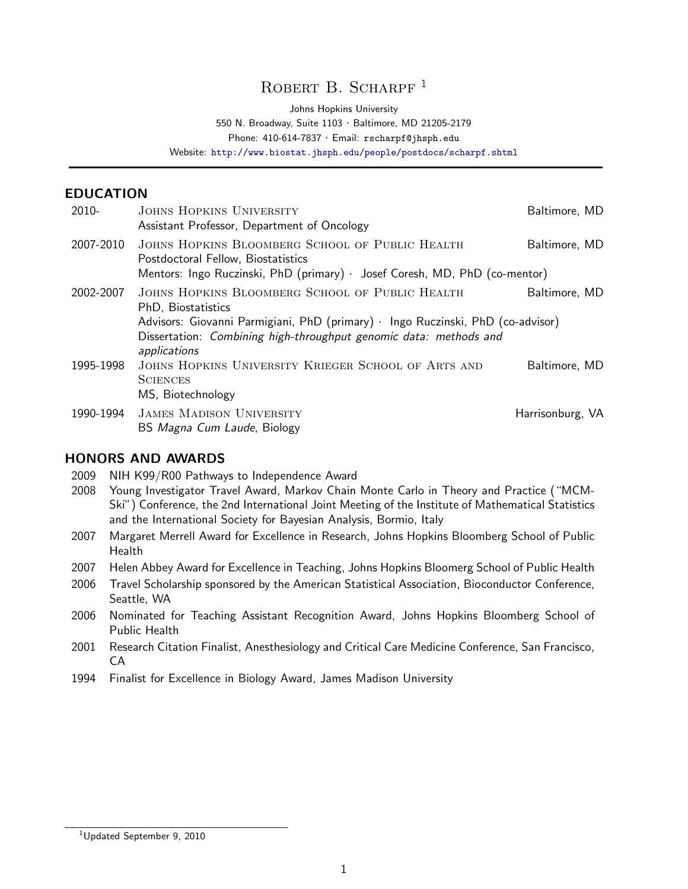# Robert B. Scharpf [1]

Johns Hopkins University
550 N. Broadway, Suite 1103 · Baltimore, MD 21205-2179
Phone: 410-614-7837 · Email: rscharpf@jhsph.edu
Website: http://www.biostat.jhsph.edu/people/postdocs/scharpf.shtml

## EDUCATION

**2010-** Johns Hopkins University — Baltimore, MD
Assistant Professor, Department of Oncology

**2007-2010** Johns Hopkins Bloomberg School of Public Health — Baltimore, MD
Postdoctoral Fellow, Biostatistics
Mentors: Ingo Ruczinski, PhD (primary) · Josef Coresh, MD, PhD (co-mentor)

**2002-2007** Johns Hopkins Bloomberg School of Public Health — Baltimore, MD
PhD, Biostatistics
Advisors: Giovanni Parmigiani, PhD (primary) · Ingo Ruczinski, PhD (co-advisor)
Dissertation: *Combining high-throughput genomic data: methods and applications*

**1995-1998** Johns Hopkins University Krieger School of Arts and Sciences — Baltimore, MD
MS, Biotechnology

**1990-1994** James Madison University — Harrisonburg, VA
BS *Magna Cum Laude*, Biology

## HONORS AND AWARDS

- 2009 NIH K99/R00 Pathways to Independence Award
- 2008 Young Investigator Travel Award, Markov Chain Monte Carlo in Theory and Practice ("MCMSki") Conference, the 2nd International Joint Meeting of the Institute of Mathematical Statistics and the International Society for Bayesian Analysis, Bormio, Italy
- 2007 Margaret Merrell Award for Excellence in Research, Johns Hopkins Bloomberg School of Public Health
- 2007 Helen Abbey Award for Excellence in Teaching, Johns Hopkins Bloomerg School of Public Health
- 2006 Travel Scholarship sponsored by the American Statistical Association, Bioconductor Conference, Seattle, WA
- 2006 Nominated for Teaching Assistant Recognition Award, Johns Hopkins Bloomberg School of Public Health
- 2001 Research Citation Finalist, Anesthesiology and Critical Care Medicine Conference, San Francisco, CA
- 1994 Finalist for Excellence in Biology Award, James Madison University

[1] Updated September 9, 2010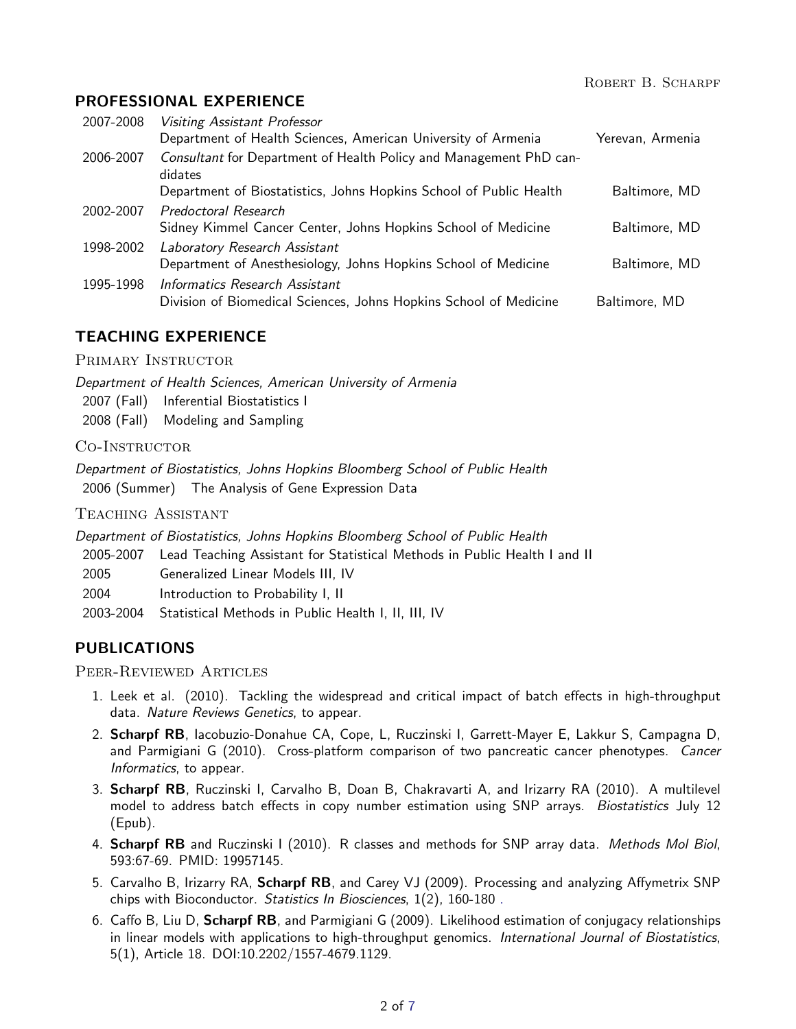## PROFESSIONAL EXPERIENCE

2007-2008 *Visiting Assistant Professor*
Department of Health Sciences, American University of Armenia — Yerevan, Armenia

2006-2007 *Consultant* for Department of Health Policy and Management PhD candidates
Department of Biostatistics, Johns Hopkins School of Public Health — Baltimore, MD

2002-2007 *Predoctoral Research*
Sidney Kimmel Cancer Center, Johns Hopkins School of Medicine — Baltimore, MD

1998-2002 *Laboratory Research Assistant*
Department of Anesthesiology, Johns Hopkins School of Medicine — Baltimore, MD

1995-1998 *Informatics Research Assistant*
Division of Biomedical Sciences, Johns Hopkins School of Medicine — Baltimore, MD

## TEACHING EXPERIENCE

### Primary Instructor

*Department of Health Sciences, American University of Armenia*

2007 (Fall) Inferential Biostatistics I
2008 (Fall) Modeling and Sampling

### Co-Instructor

*Department of Biostatistics, Johns Hopkins Bloomberg School of Public Health*

2006 (Summer) The Analysis of Gene Expression Data

### Teaching Assistant

*Department of Biostatistics, Johns Hopkins Bloomberg School of Public Health*

2005-2007 Lead Teaching Assistant for Statistical Methods in Public Health I and II
2005 Generalized Linear Models III, IV
2004 Introduction to Probability I, II
2003-2004 Statistical Methods in Public Health I, II, III, IV

## PUBLICATIONS

### Peer-Reviewed Articles

1. Leek et al. (2010). Tackling the widespread and critical impact of batch effects in high-throughput data. *Nature Reviews Genetics*, to appear.
2. **Scharpf RB**, Iacobuzio-Donahue CA, Cope, L, Ruczinski I, Garrett-Mayer E, Lakkur S, Campagna D, and Parmigiani G (2010). Cross-platform comparison of two pancreatic cancer phenotypes. *Cancer Informatics*, to appear.
3. **Scharpf RB**, Ruczinski I, Carvalho B, Doan B, Chakravarti A, and Irizarry RA (2010). A multilevel model to address batch effects in copy number estimation using SNP arrays. *Biostatistics* July 12 (Epub).
4. **Scharpf RB** and Ruczinski I (2010). R classes and methods for SNP array data. *Methods Mol Biol*, 593:67-69. PMID: 19957145.
5. Carvalho B, Irizarry RA, **Scharpf RB**, and Carey VJ (2009). Processing and analyzing Affymetrix SNP chips with Bioconductor. *Statistics In Biosciences*, 1(2), 160-180 .
6. Caffo B, Liu D, **Scharpf RB**, and Parmigiani G (2009). Likelihood estimation of conjugacy relationships in linear models with applications to high-throughput genomics. *International Journal of Biostatistics*, 5(1), Article 18. DOI:10.2202/1557-4679.1129.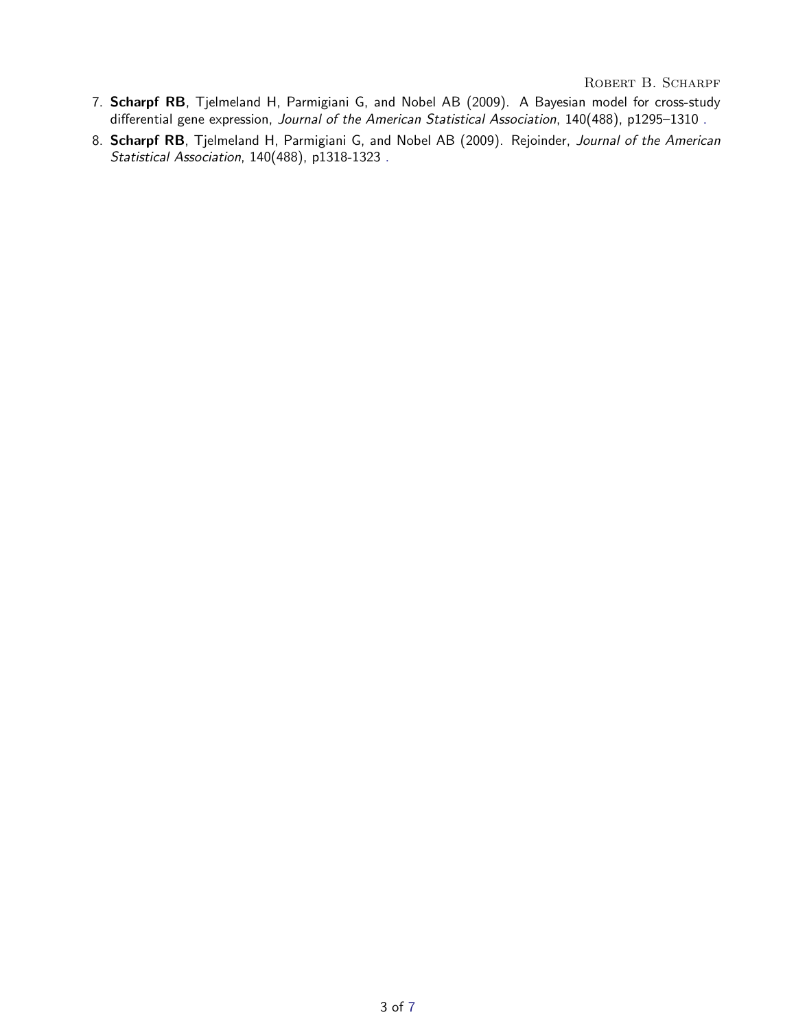7. **Scharpf RB**, Tjelmeland H, Parmigiani G, and Nobel AB (2009). A Bayesian model for cross-study differential gene expression, *Journal of the American Statistical Association*, 140(488), p1295–1310 .
8. **Scharpf RB**, Tjelmeland H, Parmigiani G, and Nobel AB (2009). Rejoinder, *Journal of the American Statistical Association*, 140(488), p1318-1323 .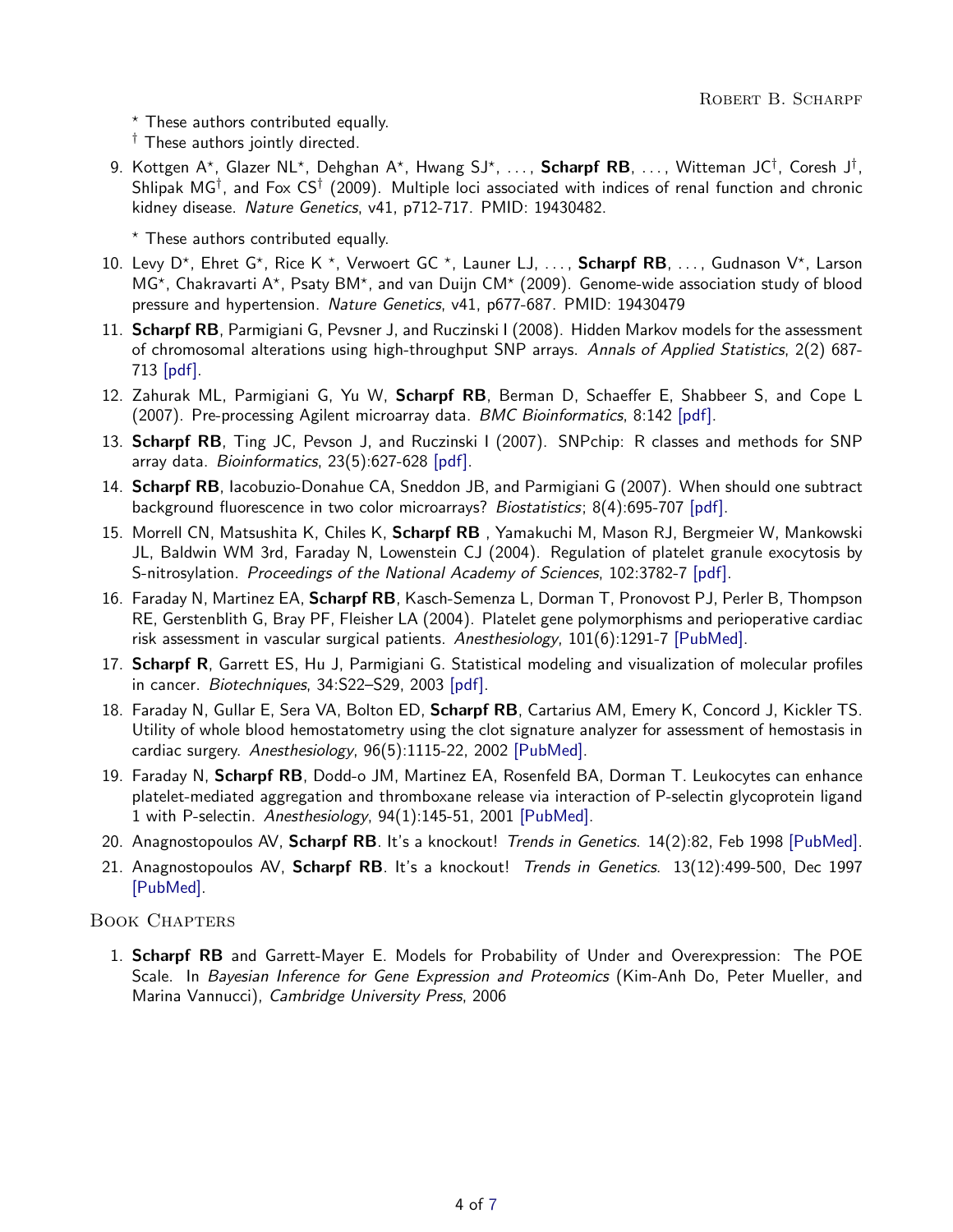⋆ These authors contributed equally.
† These authors jointly directed.

9. Kottgen A⋆, Glazer NL⋆, Dehghan A⋆, Hwang SJ⋆, . . . , **Scharpf RB**, . . . , Witteman JC†, Coresh J†, Shlipak MG†, and Fox CS† (2009). Multiple loci associated with indices of renal function and chronic kidney disease. *Nature Genetics*, v41, p712-717. PMID: 19430482.

   ⋆ These authors contributed equally.

10. Levy D⋆, Ehret G⋆, Rice K ⋆, Verwoert GC ⋆, Launer LJ, . . . , **Scharpf RB**, . . . , Gudnason V⋆, Larson MG⋆, Chakravarti A⋆, Psaty BM⋆, and van Duijn CM⋆ (2009). Genome-wide association study of blood pressure and hypertension. *Nature Genetics*, v41, p677-687. PMID: 19430479
11. **Scharpf RB**, Parmigiani G, Pevsner J, and Ruczinski I (2008). Hidden Markov models for the assessment of chromosomal alterations using high-throughput SNP arrays. *Annals of Applied Statistics*, 2(2) 687-713 [pdf].
12. Zahurak ML, Parmigiani G, Yu W, **Scharpf RB**, Berman D, Schaeffer E, Shabbeer S, and Cope L (2007). Pre-processing Agilent microarray data. *BMC Bioinformatics*, 8:142 [pdf].
13. **Scharpf RB**, Ting JC, Pevson J, and Ruczinski I (2007). SNPchip: R classes and methods for SNP array data. *Bioinformatics*, 23(5):627-628 [pdf].
14. **Scharpf RB**, Iacobuzio-Donahue CA, Sneddon JB, and Parmigiani G (2007). When should one subtract background fluorescence in two color microarrays? *Biostatistics*; 8(4):695-707 [pdf].
15. Morrell CN, Matsushita K, Chiles K, **Scharpf RB** , Yamakuchi M, Mason RJ, Bergmeier W, Mankowski JL, Baldwin WM 3rd, Faraday N, Lowenstein CJ (2004). Regulation of platelet granule exocytosis by S-nitrosylation. *Proceedings of the National Academy of Sciences*, 102:3782-7 [pdf].
16. Faraday N, Martinez EA, **Scharpf RB**, Kasch-Semenza L, Dorman T, Pronovost PJ, Perler B, Thompson RE, Gerstenblith G, Bray PF, Fleisher LA (2004). Platelet gene polymorphisms and perioperative cardiac risk assessment in vascular surgical patients. *Anesthesiology*, 101(6):1291-7 [PubMed].
17. **Scharpf R**, Garrett ES, Hu J, Parmigiani G. Statistical modeling and visualization of molecular profiles in cancer. *Biotechniques*, 34:S22–S29, 2003 [pdf].
18. Faraday N, Gullar E, Sera VA, Bolton ED, **Scharpf RB**, Cartarius AM, Emery K, Concord J, Kickler TS. Utility of whole blood hemostatometry using the clot signature analyzer for assessment of hemostasis in cardiac surgery. *Anesthesiology*, 96(5):1115-22, 2002 [PubMed].
19. Faraday N, **Scharpf RB**, Dodd-o JM, Martinez EA, Rosenfeld BA, Dorman T. Leukocytes can enhance platelet-mediated aggregation and thromboxane release via interaction of P-selectin glycoprotein ligand 1 with P-selectin. *Anesthesiology*, 94(1):145-51, 2001 [PubMed].
20. Anagnostopoulos AV, **Scharpf RB**. It's a knockout! *Trends in Genetics*. 14(2):82, Feb 1998 [PubMed].
21. Anagnostopoulos AV, **Scharpf RB**. It's a knockout! *Trends in Genetics*. 13(12):499-500, Dec 1997 [PubMed].

## Book Chapters

1. **Scharpf RB** and Garrett-Mayer E. Models for Probability of Under and Overexpression: The POE Scale. In *Bayesian Inference for Gene Expression and Proteomics* (Kim-Anh Do, Peter Mueller, and Marina Vannucci), *Cambridge University Press*, 2006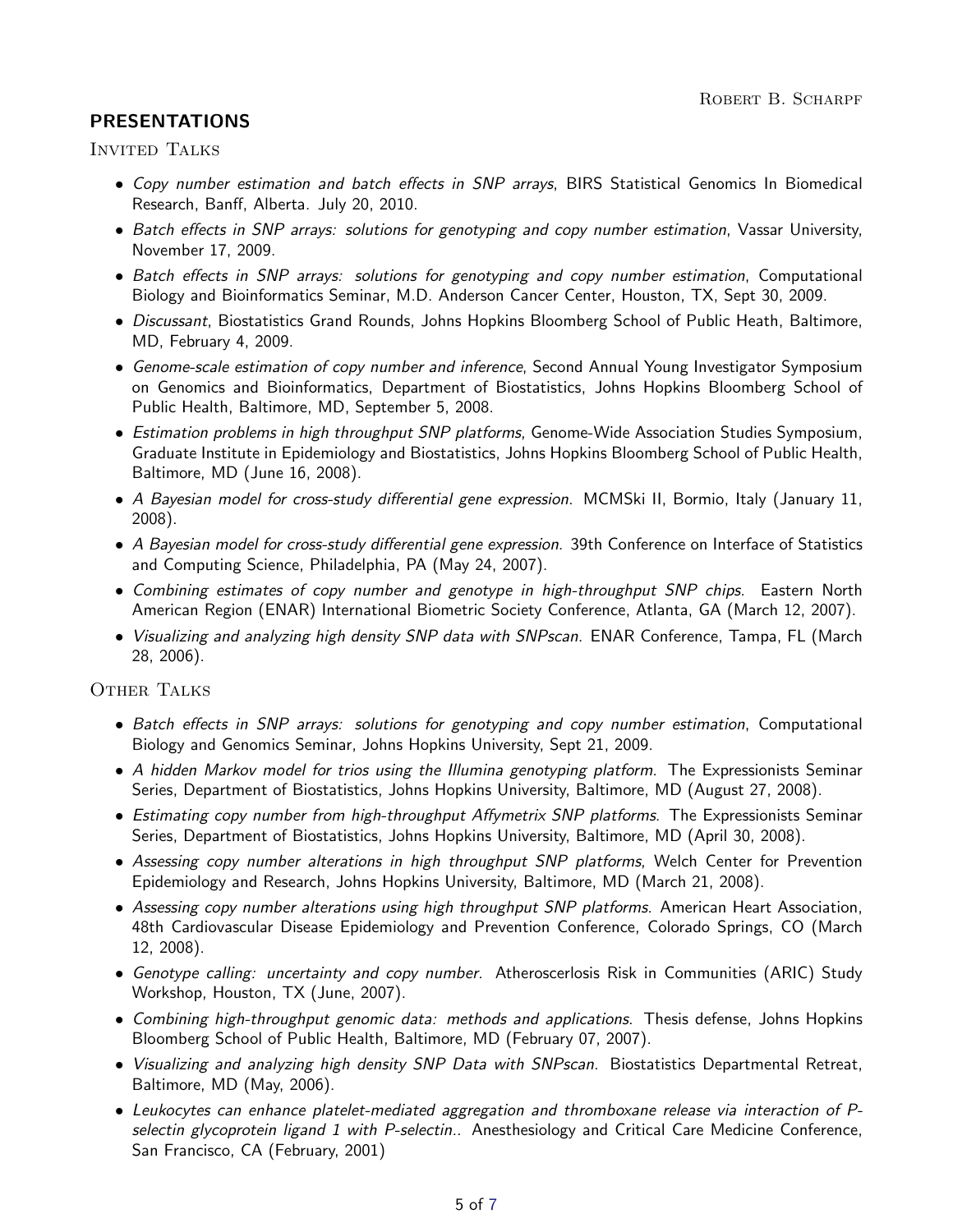## PRESENTATIONS

### Invited Talks

- *Copy number estimation and batch effects in SNP arrays*, BIRS Statistical Genomics In Biomedical Research, Banff, Alberta. July 20, 2010.
- *Batch effects in SNP arrays: solutions for genotyping and copy number estimation*, Vassar University, November 17, 2009.
- *Batch effects in SNP arrays: solutions for genotyping and copy number estimation*, Computational Biology and Bioinformatics Seminar, M.D. Anderson Cancer Center, Houston, TX, Sept 30, 2009.
- *Discussant*, Biostatistics Grand Rounds, Johns Hopkins Bloomberg School of Public Heath, Baltimore, MD, February 4, 2009.
- *Genome-scale estimation of copy number and inference*, Second Annual Young Investigator Symposium on Genomics and Bioinformatics, Department of Biostatistics, Johns Hopkins Bloomberg School of Public Health, Baltimore, MD, September 5, 2008.
- *Estimation problems in high throughput SNP platforms*, Genome-Wide Association Studies Symposium, Graduate Institute in Epidemiology and Biostatistics, Johns Hopkins Bloomberg School of Public Health, Baltimore, MD (June 16, 2008).
- *A Bayesian model for cross-study differential gene expression*. MCMSki II, Bormio, Italy (January 11, 2008).
- *A Bayesian model for cross-study differential gene expression*. 39th Conference on Interface of Statistics and Computing Science, Philadelphia, PA (May 24, 2007).
- *Combining estimates of copy number and genotype in high-throughput SNP chips*. Eastern North American Region (ENAR) International Biometric Society Conference, Atlanta, GA (March 12, 2007).
- *Visualizing and analyzing high density SNP data with SNPscan*. ENAR Conference, Tampa, FL (March 28, 2006).

### Other Talks

- *Batch effects in SNP arrays: solutions for genotyping and copy number estimation*, Computational Biology and Genomics Seminar, Johns Hopkins University, Sept 21, 2009.
- *A hidden Markov model for trios using the Illumina genotyping platform*. The Expressionists Seminar Series, Department of Biostatistics, Johns Hopkins University, Baltimore, MD (August 27, 2008).
- *Estimating copy number from high-throughput Affymetrix SNP platforms*. The Expressionists Seminar Series, Department of Biostatistics, Johns Hopkins University, Baltimore, MD (April 30, 2008).
- *Assessing copy number alterations in high throughput SNP platforms*, Welch Center for Prevention Epidemiology and Research, Johns Hopkins University, Baltimore, MD (March 21, 2008).
- *Assessing copy number alterations using high throughput SNP platforms*. American Heart Association, 48th Cardiovascular Disease Epidemiology and Prevention Conference, Colorado Springs, CO (March 12, 2008).
- *Genotype calling: uncertainty and copy number*. Atheroscerlosis Risk in Communities (ARIC) Study Workshop, Houston, TX (June, 2007).
- *Combining high-throughput genomic data: methods and applications*. Thesis defense, Johns Hopkins Bloomberg School of Public Health, Baltimore, MD (February 07, 2007).
- *Visualizing and analyzing high density SNP Data with SNPscan*. Biostatistics Departmental Retreat, Baltimore, MD (May, 2006).
- *Leukocytes can enhance platelet-mediated aggregation and thromboxane release via interaction of P-selectin glycoprotein ligand 1 with P-selectin.*. Anesthesiology and Critical Care Medicine Conference, San Francisco, CA (February, 2001)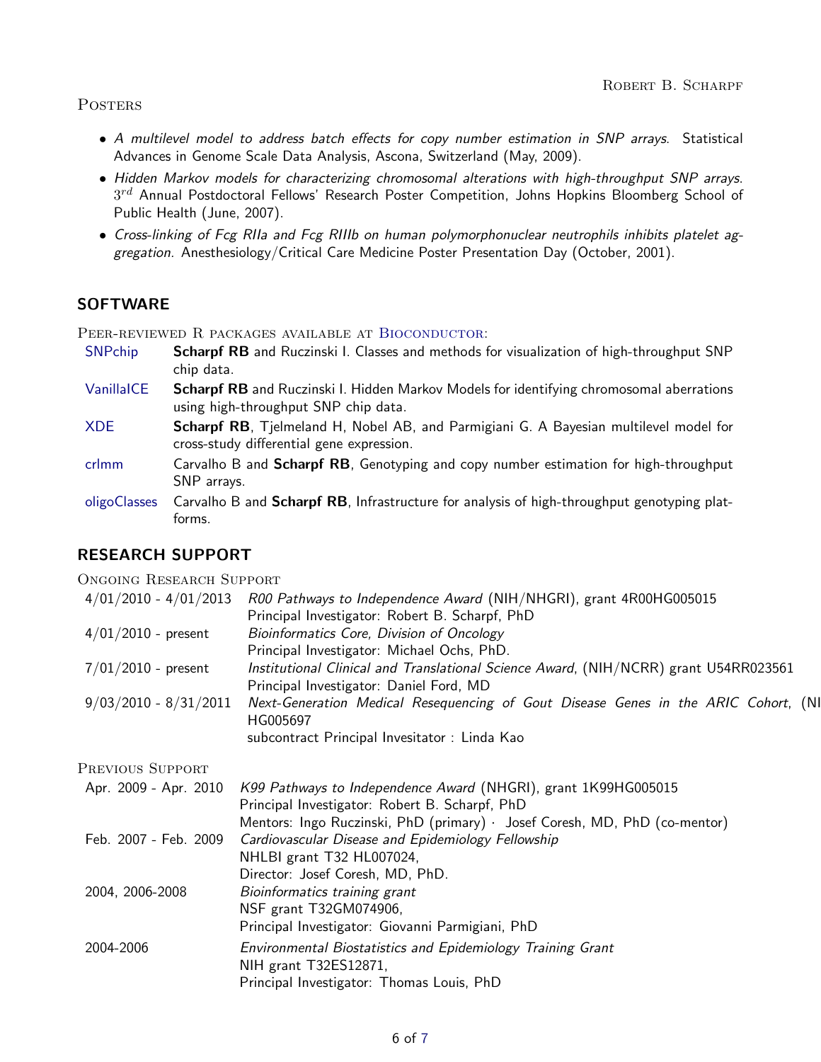### Posters

- *A multilevel model to address batch effects for copy number estimation in SNP arrays.* Statistical Advances in Genome Scale Data Analysis, Ascona, Switzerland (May, 2009).
- *Hidden Markov models for characterizing chromosomal alterations with high-throughput SNP arrays.* $3^{rd}$ Annual Postdoctoral Fellows' Research Poster Competition, Johns Hopkins Bloomberg School of Public Health (June, 2007).
- *Cross-linking of Fcg RIIa and Fcg RIIIb on human polymorphonuclear neutrophils inhibits platelet aggregation.* Anesthesiology/Critical Care Medicine Poster Presentation Day (October, 2001).

## SOFTWARE

### Peer-reviewed R packages available at Bioconductor:

| | |
|---|---|
| SNPchip | **Scharpf RB** and Ruczinski I. Classes and methods for visualization of high-throughput SNP chip data. |
| VanillaICE | **Scharpf RB** and Ruczinski I. Hidden Markov Models for identifying chromosomal aberrations using high-throughput SNP chip data. |
| XDE | **Scharpf RB**, Tjelmeland H, Nobel AB, and Parmigiani G. A Bayesian multilevel model for cross-study differential gene expression. |
| crlmm | Carvalho B and **Scharpf RB**, Genotyping and copy number estimation for high-throughput SNP arrays. |
| oligoClasses | Carvalho B and **Scharpf RB**, Infrastructure for analysis of high-throughput genotyping platforms. |

## RESEARCH SUPPORT

### Ongoing Research Support

| | |
|---|---|
| 4/01/2010 - 4/01/2013 | *R00 Pathways to Independence Award* (NIH/NHGRI), grant 4R00HG005015<br>Principal Investigator: Robert B. Scharpf, PhD |
| 4/01/2010 - present | *Bioinformatics Core, Division of Oncology*<br>Principal Investigator: Michael Ochs, PhD. |
| 7/01/2010 - present | *Institutional Clinical and Translational Science Award*, (NIH/NCRR) grant U54RR023561<br>Principal Investigator: Daniel Ford, MD |
| 9/03/2010 - 8/31/2011 | *Next-Generation Medical Resequencing of Gout Disease Genes in the ARIC Cohort*, (NI HG005697<br>subcontract Principal Invesitator : Linda Kao |

### Previous Support

| | |
|---|---|
| Apr. 2009 - Apr. 2010 | *K99 Pathways to Independence Award* (NHGRI), grant 1K99HG005015<br>Principal Investigator: Robert B. Scharpf, PhD<br>Mentors: Ingo Ruczinski, PhD (primary) · Josef Coresh, MD, PhD (co-mentor) |
| Feb. 2007 - Feb. 2009 | *Cardiovascular Disease and Epidemiology Fellowship*<br>NHLBI grant T32 HL007024,<br>Director: Josef Coresh, MD, PhD. |
| 2004, 2006-2008 | *Bioinformatics training grant*<br>NSF grant T32GM074906,<br>Principal Investigator: Giovanni Parmigiani, PhD |
| 2004-2006 | *Environmental Biostatistics and Epidemiology Training Grant*<br>NIH grant T32ES12871,<br>Principal Investigator: Thomas Louis, PhD |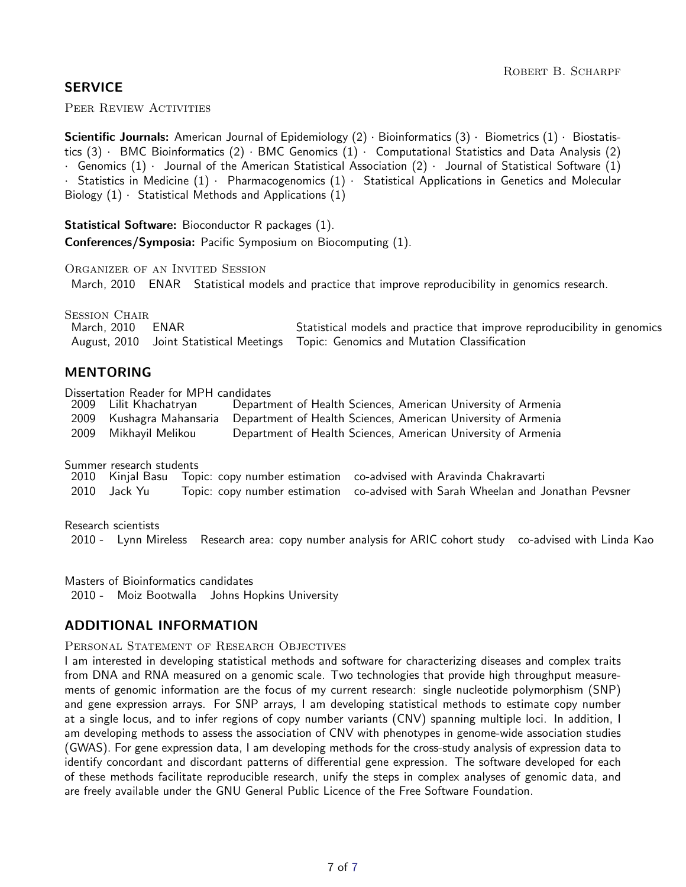## SERVICE

### Peer Review Activities

**Scientific Journals:** American Journal of Epidemiology (2) · Bioinformatics (3) · Biometrics (1) · Biostatistics (3) · BMC Bioinformatics (2) · BMC Genomics (1) · Computational Statistics and Data Analysis (2) · Genomics (1) · Journal of the American Statistical Association (2) · Journal of Statistical Software (1) · Statistics in Medicine (1) · Pharmacogenomics (1) · Statistical Applications in Genetics and Molecular Biology (1) · Statistical Methods and Applications (1)

**Statistical Software:** Bioconductor R packages (1).

**Conferences/Symposia:** Pacific Symposium on Biocomputing (1).

### Organizer of an Invited Session

| | | |
|---|---|---|
| March, 2010 | ENAR | Statistical models and practice that improve reproducibility in genomics research. |

### Session Chair

| | | |
|---|---|---|
| March, 2010 | ENAR | Statistical models and practice that improve reproducibility in genomics |
| August, 2010 | Joint Statistical Meetings | Topic: Genomics and Mutation Classification |

## MENTORING

Dissertation Reader for MPH candidates

| | | |
|---|---|---|
| 2009 | Lilit Khachatryan | Department of Health Sciences, American University of Armenia |
| 2009 | Kushagra Mahansaria | Department of Health Sciences, American University of Armenia |
| 2009 | Mikhayil Melikou | Department of Health Sciences, American University of Armenia |

Summer research students

| | | | |
|---|---|---|---|
| 2010 | Kinjal Basu | Topic: copy number estimation | co-advised with Aravinda Chakravarti |
| 2010 | Jack Yu | Topic: copy number estimation | co-advised with Sarah Wheelan and Jonathan Pevsner |

Research scientists

| | | | |
|---|---|---|---|
| 2010 - | Lynn Mireless | Research area: copy number analysis for ARIC cohort study | co-advised with Linda Kao |

Masters of Bioinformatics candidates

| | | |
|---|---|---|
| 2010 - | Moiz Bootwalla | Johns Hopkins University |

## ADDITIONAL INFORMATION

### Personal Statement of Research Objectives

I am interested in developing statistical methods and software for characterizing diseases and complex traits from DNA and RNA measured on a genomic scale. Two technologies that provide high throughput measurements of genomic information are the focus of my current research: single nucleotide polymorphism (SNP) and gene expression arrays. For SNP arrays, I am developing statistical methods to estimate copy number at a single locus, and to infer regions of copy number variants (CNV) spanning multiple loci. In addition, I am developing methods to assess the association of CNV with phenotypes in genome-wide association studies (GWAS). For gene expression data, I am developing methods for the cross-study analysis of expression data to identify concordant and discordant patterns of differential gene expression. The software developed for each of these methods facilitate reproducible research, unify the steps in complex analyses of genomic data, and are freely available under the GNU General Public Licence of the Free Software Foundation.